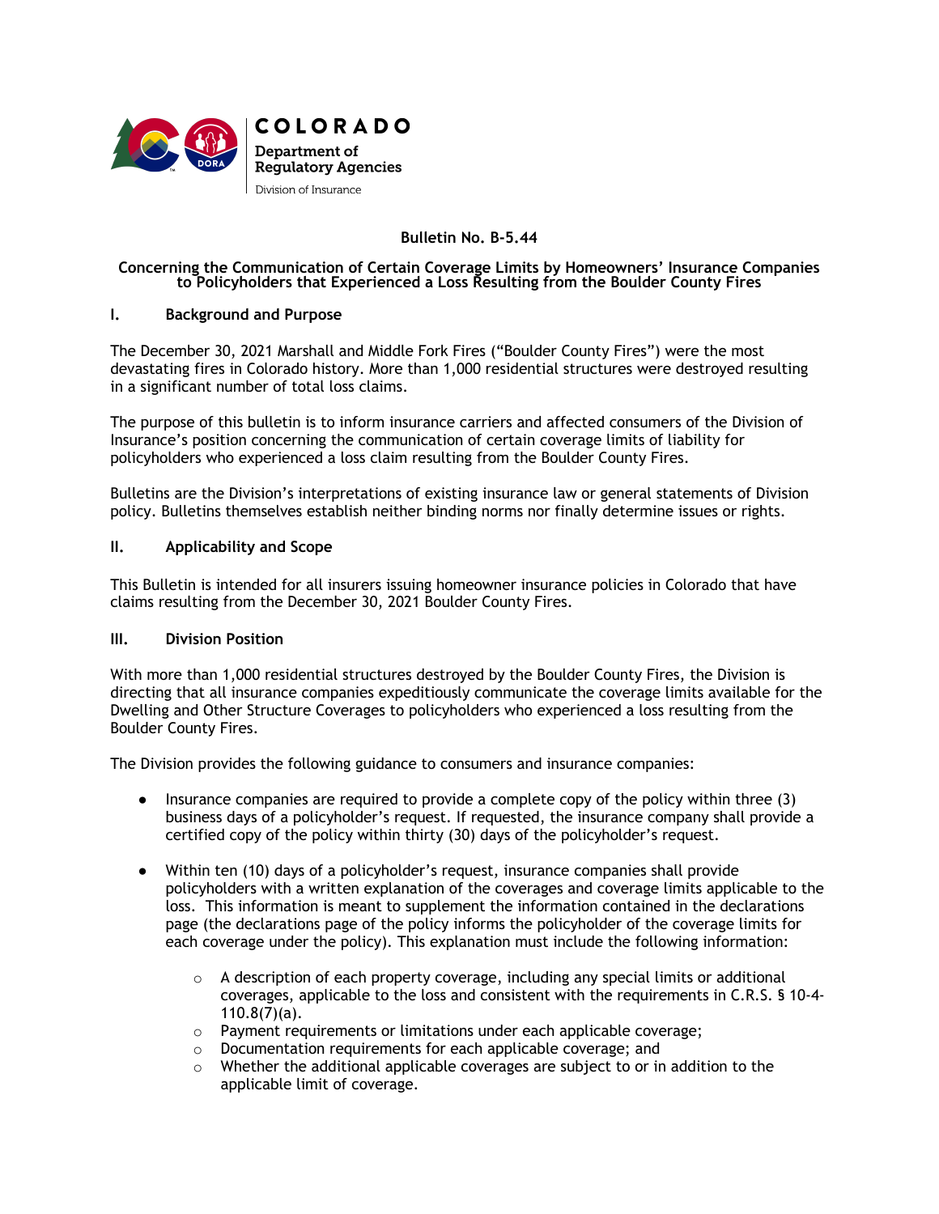COLORADO

Department of Regulatory Agencies

Division of Insurance

# Bulletin No. B-5.44

## Concerning the Communication of Certain Coverage Limits by Homeowners' Insurance Companies to Policyholders that Experienced a Loss Resulting from the Boulder County Fires

## I. Background and Purpose

The December 30, 2021 Marshall and Middle Fork Fires ("Boulder County Fires") were the most devastating fires in Colorado history. More than 1,000 residential structures were destroyed resulting in a significant number of total loss claims.

The purpose of this bulletin is to inform insurance carriers and affected consumers of the Division of Insurance's position concerning the communication of certain coverage limits of liability for policyholders who experienced a loss claim resulting from the Boulder County Fires.

Bulletins are the Division's interpretations of existing insurance law or general statements of Division policy. Bulletins themselves establish neither binding norms nor finally determine issues or rights.

## II. Applicability and Scope

This Bulletin is intended for all insurers issuing homeowner insurance policies in Colorado that have claims resulting from the December 30, 2021 Boulder County Fires.

## III. Division Position

With more than 1,000 residential structures destroyed by the Boulder County Fires, the Division is directing that all insurance companies expeditiously communicate the coverage limits available for the Dwelling and Other Structure Coverages to policyholders who experienced a loss resulting from the Boulder County Fires.

The Division provides the following guidance to consumers and insurance companies:

- Insurance companies are required to provide a complete copy of the policy within three (3) business days of a policyholder's request. If requested, the insurance company shall provide a certified copy of the policy within thirty (30) days of the policyholder's request.
- Within ten (10) days of a policyholder's request, insurance companies shall provide policyholders with a written explanation of the coverages and coverage limits applicable to the loss. This information is meant to supplement the information contained in the declarations page (the declarations page of the policy informs the policyholder of the coverage limits for each coverage under the policy). This explanation must include the following information:
    - A description of each property coverage, including any special limits or additional coverages, applicable to the loss and consistent with the requirements in C.R.S. § 10-4-110.8(7)(a).
    - Payment requirements or limitations under each applicable coverage;
    - Documentation requirements for each applicable coverage; and
    - Whether the additional applicable coverages are subject to or in addition to the applicable limit of coverage.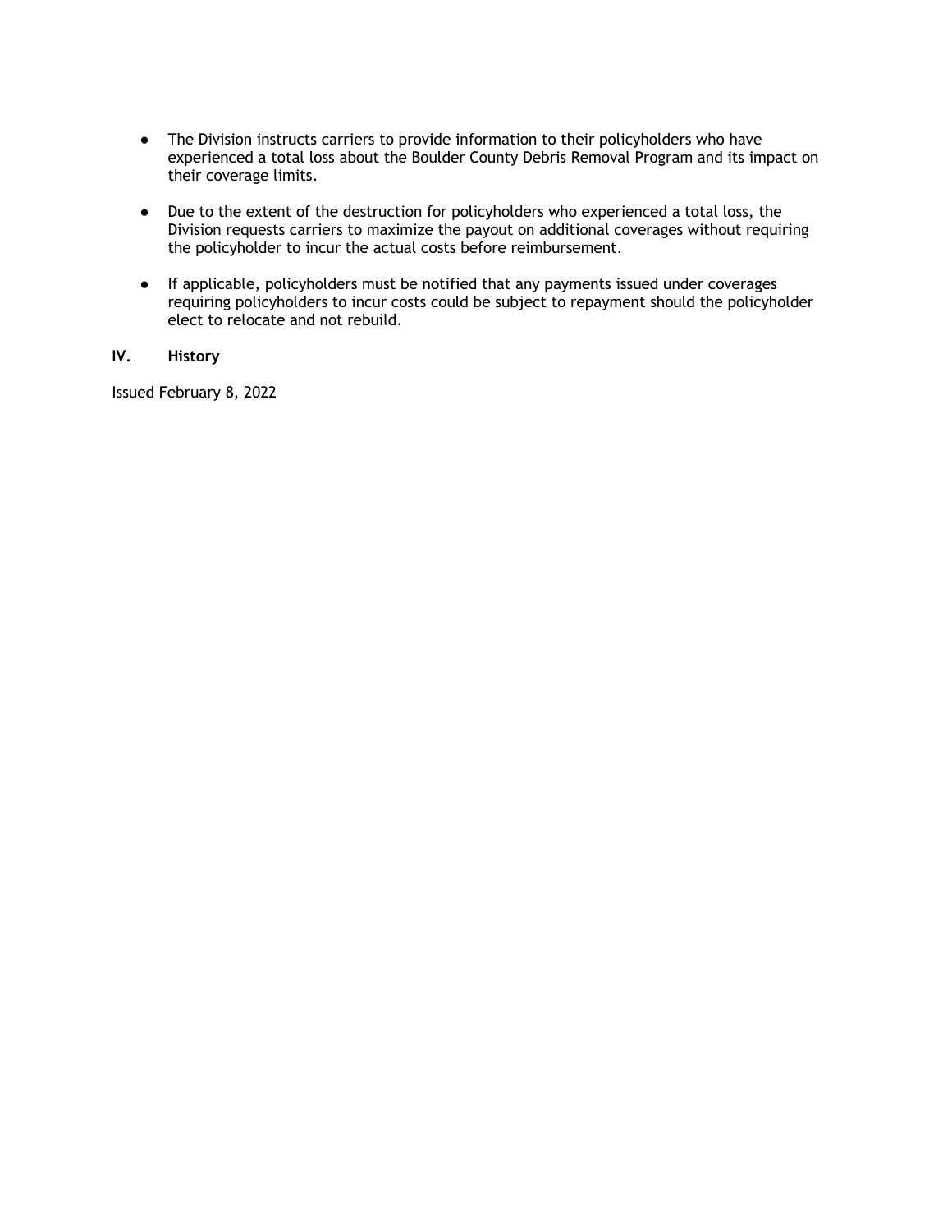- The Division instructs carriers to provide information to their policyholders who have experienced a total loss about the Boulder County Debris Removal Program and its impact on their coverage limits.

- Due to the extent of the destruction for policyholders who experienced a total loss, the Division requests carriers to maximize the payout on additional coverages without requiring the policyholder to incur the actual costs before reimbursement.

- If applicable, policyholders must be notified that any payments issued under coverages requiring policyholders to incur costs could be subject to repayment should the policyholder elect to relocate and not rebuild.

## IV. History

Issued February 8, 2022